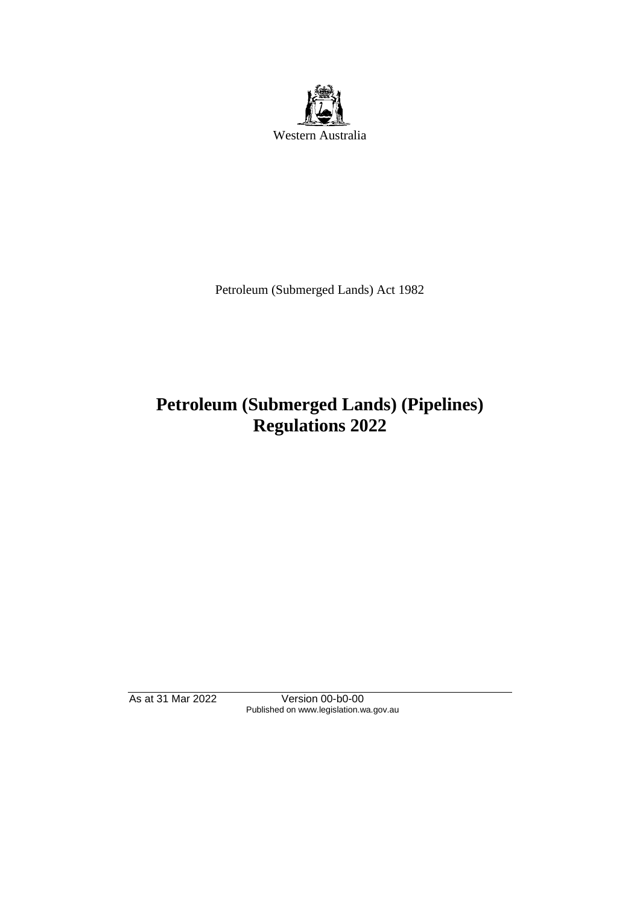Western Australia

Petroleum (Submerged Lands) Act 1982

# Petroleum (Submerged Lands) (Pipelines) Regulations 2022

As at 31 Mar 2022 Version 00-b0-00
Published on www.legislation.wa.gov.au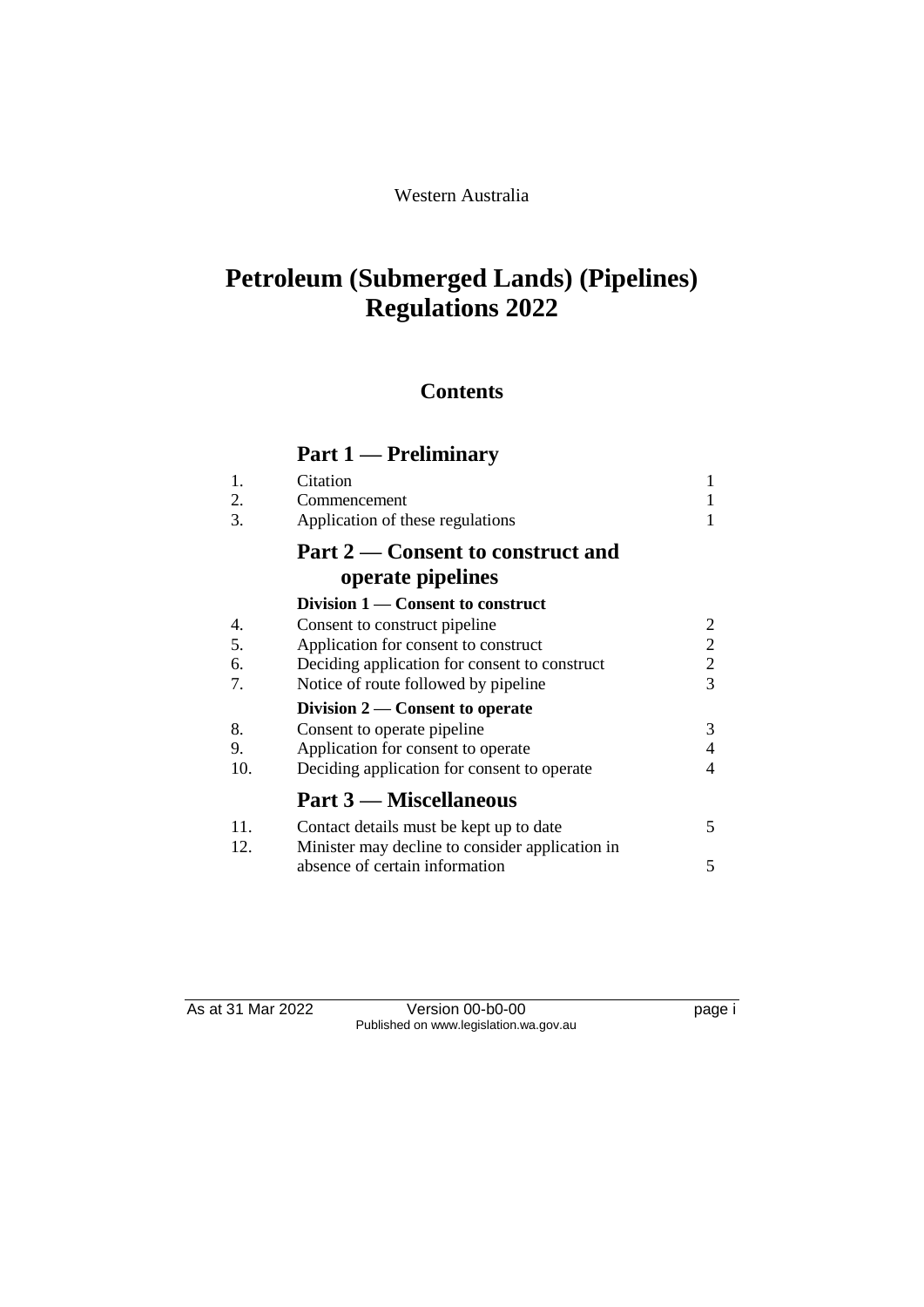Western Australia

# Petroleum (Submerged Lands) (Pipelines) Regulations 2022

## Contents

### Part 1 — Preliminary

| | | |
|---|---|---|
| 1. | Citation | 1 |
| 2. | Commencement | 1 |
| 3. | Application of these regulations | 1 |

### Part 2 — Consent to construct and operate pipelines

**Division 1 — Consent to construct**

| | | |
|---|---|---|
| 4. | Consent to construct pipeline | 2 |
| 5. | Application for consent to construct | 2 |
| 6. | Deciding application for consent to construct | 2 |
| 7. | Notice of route followed by pipeline | 3 |

**Division 2 — Consent to operate**

| | | |
|---|---|---|
| 8. | Consent to operate pipeline | 3 |
| 9. | Application for consent to operate | 4 |
| 10. | Deciding application for consent to operate | 4 |

### Part 3 — Miscellaneous

| | | |
|---|---|---|
| 11. | Contact details must be kept up to date | 5 |
| 12. | Minister may decline to consider application in absence of certain information | 5 |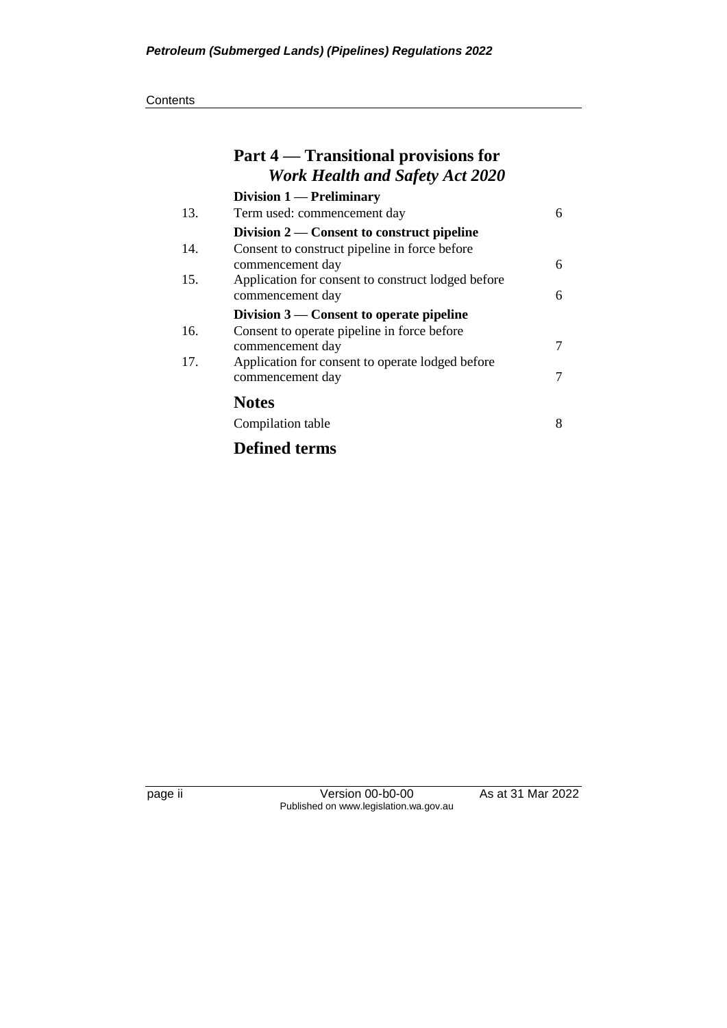## Part 4 — Transitional provisions for *Work Health and Safety Act 2020*

### Division 1 — Preliminary

| | | |
|---|---|---|
| 13. | Term used: commencement day | 6 |

### Division 2 — Consent to construct pipeline

| | | |
|---|---|---|
| 14. | Consent to construct pipeline in force before commencement day | 6 |
| 15. | Application for consent to construct lodged before commencement day | 6 |

### Division 3 — Consent to operate pipeline

| | | |
|---|---|---|
| 16. | Consent to operate pipeline in force before commencement day | 7 |
| 17. | Application for consent to operate lodged before commencement day | 7 |

## Notes

Compilation table 8

## Defined terms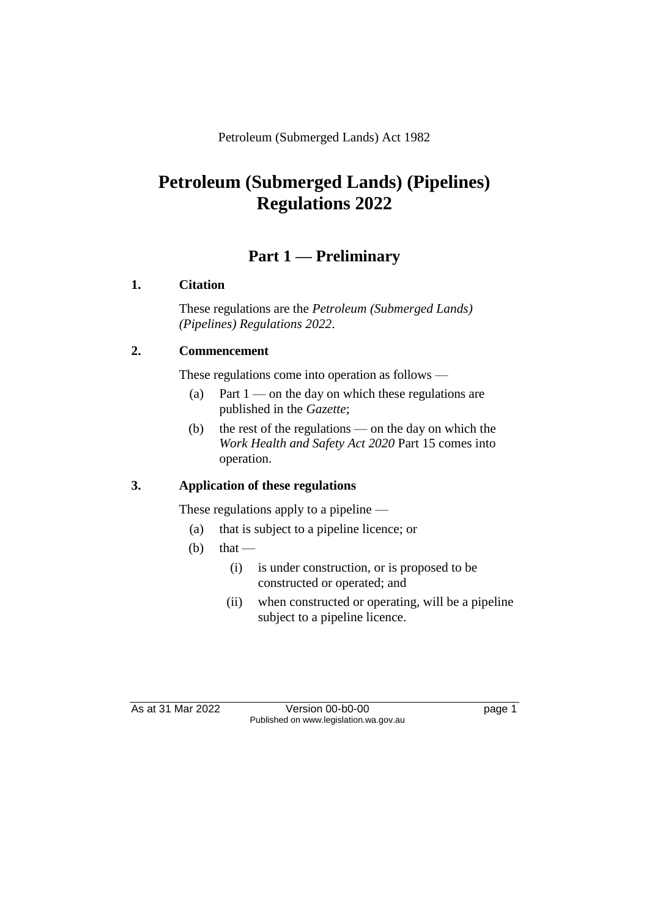Petroleum (Submerged Lands) Act 1982

# Petroleum (Submerged Lands) (Pipelines) Regulations 2022

## Part 1 — Preliminary

### 1. Citation

These regulations are the *Petroleum (Submerged Lands) (Pipelines) Regulations 2022*.

### 2. Commencement

These regulations come into operation as follows —

- (a) Part 1 — on the day on which these regulations are published in the *Gazette*;
- (b) the rest of the regulations — on the day on which the *Work Health and Safety Act 2020* Part 15 comes into operation.

### 3. Application of these regulations

These regulations apply to a pipeline —

- (a) that is subject to a pipeline licence; or
- (b) that —
  - (i) is under construction, or is proposed to be constructed or operated; and
  - (ii) when constructed or operating, will be a pipeline subject to a pipeline licence.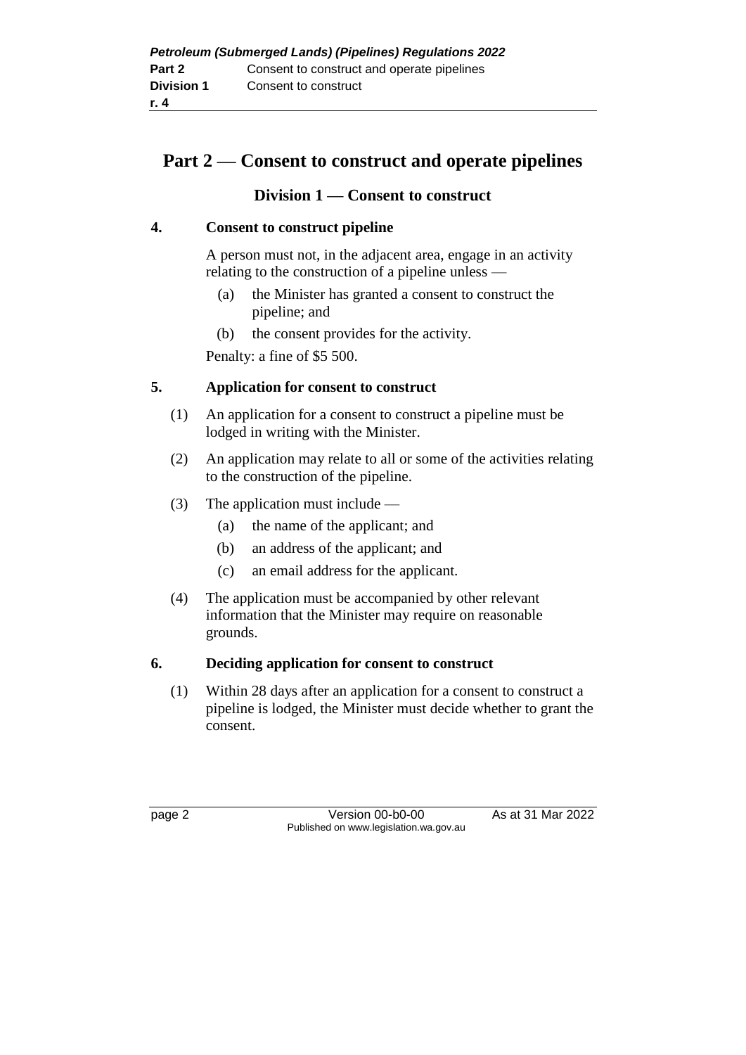# Part 2 — Consent to construct and operate pipelines

## Division 1 — Consent to construct

### 4. Consent to construct pipeline

A person must not, in the adjacent area, engage in an activity relating to the construction of a pipeline unless —

(a) the Minister has granted a consent to construct the pipeline; and

(b) the consent provides for the activity.

Penalty: a fine of $5 500.

### 5. Application for consent to construct

(1) An application for a consent to construct a pipeline must be lodged in writing with the Minister.

(2) An application may relate to all or some of the activities relating to the construction of the pipeline.

(3) The application must include —

(a) the name of the applicant; and

(b) an address of the applicant; and

(c) an email address for the applicant.

(4) The application must be accompanied by other relevant information that the Minister may require on reasonable grounds.

### 6. Deciding application for consent to construct

(1) Within 28 days after an application for a consent to construct a pipeline is lodged, the Minister must decide whether to grant the consent.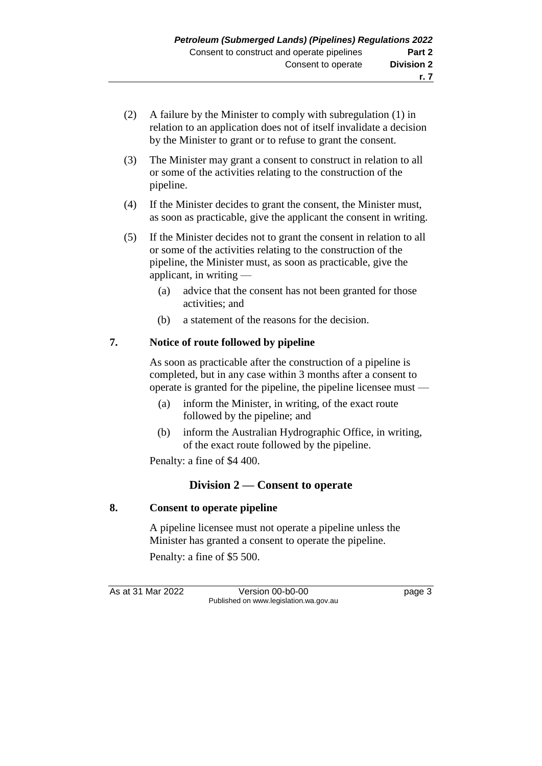(2) A failure by the Minister to comply with subregulation (1) in relation to an application does not of itself invalidate a decision by the Minister to grant or to refuse to grant the consent.

(3) The Minister may grant a consent to construct in relation to all or some of the activities relating to the construction of the pipeline.

(4) If the Minister decides to grant the consent, the Minister must, as soon as practicable, give the applicant the consent in writing.

(5) If the Minister decides not to grant the consent in relation to all or some of the activities relating to the construction of the pipeline, the Minister must, as soon as practicable, give the applicant, in writing —

(a) advice that the consent has not been granted for those activities; and

(b) a statement of the reasons for the decision.

**7. Notice of route followed by pipeline**

As soon as practicable after the construction of a pipeline is completed, but in any case within 3 months after a consent to operate is granted for the pipeline, the pipeline licensee must —

(a) inform the Minister, in writing, of the exact route followed by the pipeline; and

(b) inform the Australian Hydrographic Office, in writing, of the exact route followed by the pipeline.

Penalty: a fine of $4 400.

## Division 2 — Consent to operate

**8. Consent to operate pipeline**

A pipeline licensee must not operate a pipeline unless the Minister has granted a consent to operate the pipeline.

Penalty: a fine of $5 500.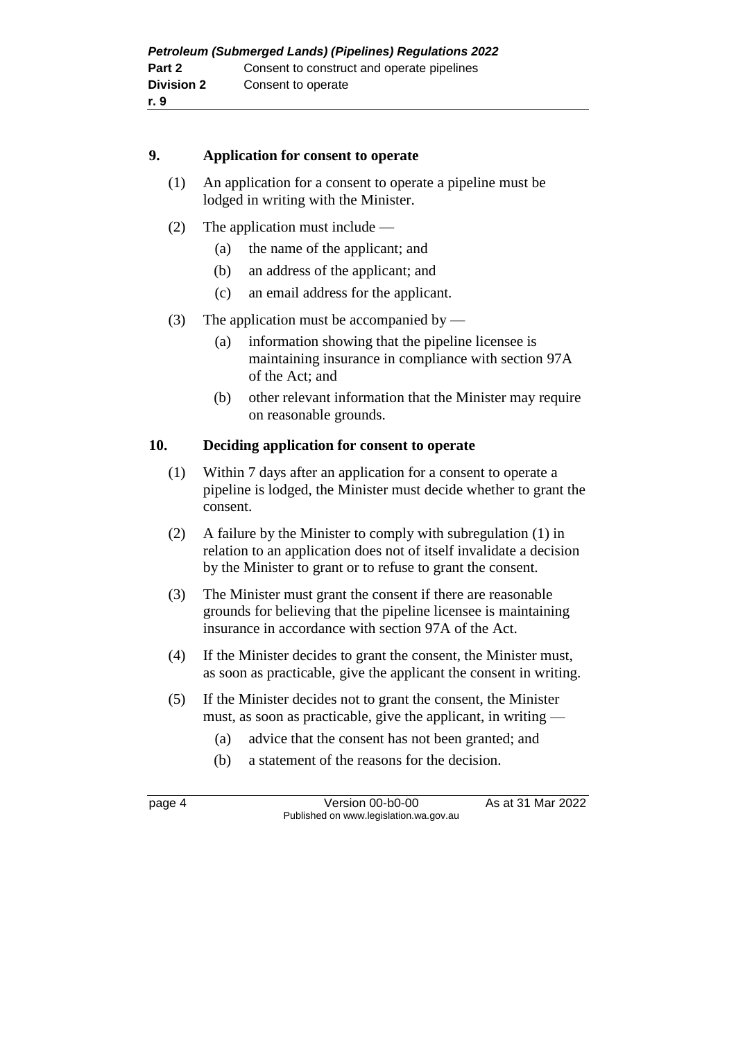### 9. Application for consent to operate

(1) An application for a consent to operate a pipeline must be lodged in writing with the Minister.

(2) The application must include —

- (a) the name of the applicant; and
- (b) an address of the applicant; and
- (c) an email address for the applicant.

(3) The application must be accompanied by —

- (a) information showing that the pipeline licensee is maintaining insurance in compliance with section 97A of the Act; and
- (b) other relevant information that the Minister may require on reasonable grounds.

### 10. Deciding application for consent to operate

(1) Within 7 days after an application for a consent to operate a pipeline is lodged, the Minister must decide whether to grant the consent.

(2) A failure by the Minister to comply with subregulation (1) in relation to an application does not of itself invalidate a decision by the Minister to grant or to refuse to grant the consent.

(3) The Minister must grant the consent if there are reasonable grounds for believing that the pipeline licensee is maintaining insurance in accordance with section 97A of the Act.

(4) If the Minister decides to grant the consent, the Minister must, as soon as practicable, give the applicant the consent in writing.

(5) If the Minister decides not to grant the consent, the Minister must, as soon as practicable, give the applicant, in writing —

- (a) advice that the consent has not been granted; and
- (b) a statement of the reasons for the decision.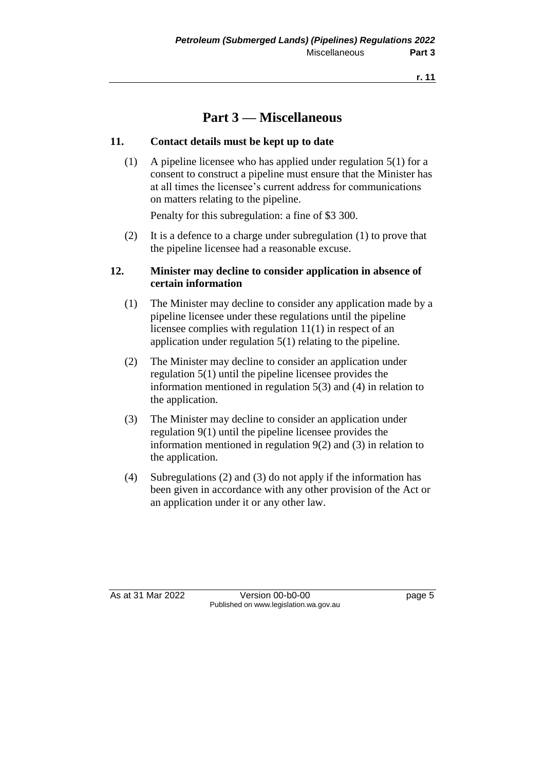# Part 3 — Miscellaneous

## 11. Contact details must be kept up to date

(1) A pipeline licensee who has applied under regulation 5(1) for a consent to construct a pipeline must ensure that the Minister has at all times the licensee's current address for communications on matters relating to the pipeline.

Penalty for this subregulation: a fine of $3 300.

(2) It is a defence to a charge under subregulation (1) to prove that the pipeline licensee had a reasonable excuse.

## 12. Minister may decline to consider application in absence of certain information

(1) The Minister may decline to consider any application made by a pipeline licensee under these regulations until the pipeline licensee complies with regulation 11(1) in respect of an application under regulation 5(1) relating to the pipeline.

(2) The Minister may decline to consider an application under regulation 5(1) until the pipeline licensee provides the information mentioned in regulation 5(3) and (4) in relation to the application.

(3) The Minister may decline to consider an application under regulation 9(1) until the pipeline licensee provides the information mentioned in regulation 9(2) and (3) in relation to the application.

(4) Subregulations (2) and (3) do not apply if the information has been given in accordance with any other provision of the Act or an application under it or any other law.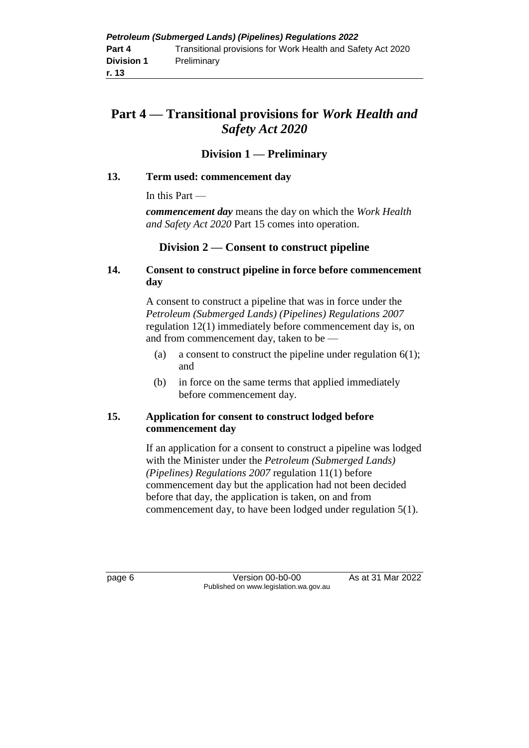# Part 4 — Transitional provisions for *Work Health and Safety Act 2020*

## Division 1 — Preliminary

### 13. Term used: commencement day

In this Part —

***commencement day*** means the day on which the *Work Health and Safety Act 2020* Part 15 comes into operation.

## Division 2 — Consent to construct pipeline

### 14. Consent to construct pipeline in force before commencement day

A consent to construct a pipeline that was in force under the *Petroleum (Submerged Lands) (Pipelines) Regulations 2007* regulation 12(1) immediately before commencement day is, on and from commencement day, taken to be —

(a) a consent to construct the pipeline under regulation 6(1); and

(b) in force on the same terms that applied immediately before commencement day.

### 15. Application for consent to construct lodged before commencement day

If an application for a consent to construct a pipeline was lodged with the Minister under the *Petroleum (Submerged Lands) (Pipelines) Regulations 2007* regulation 11(1) before commencement day but the application had not been decided before that day, the application is taken, on and from commencement day, to have been lodged under regulation 5(1).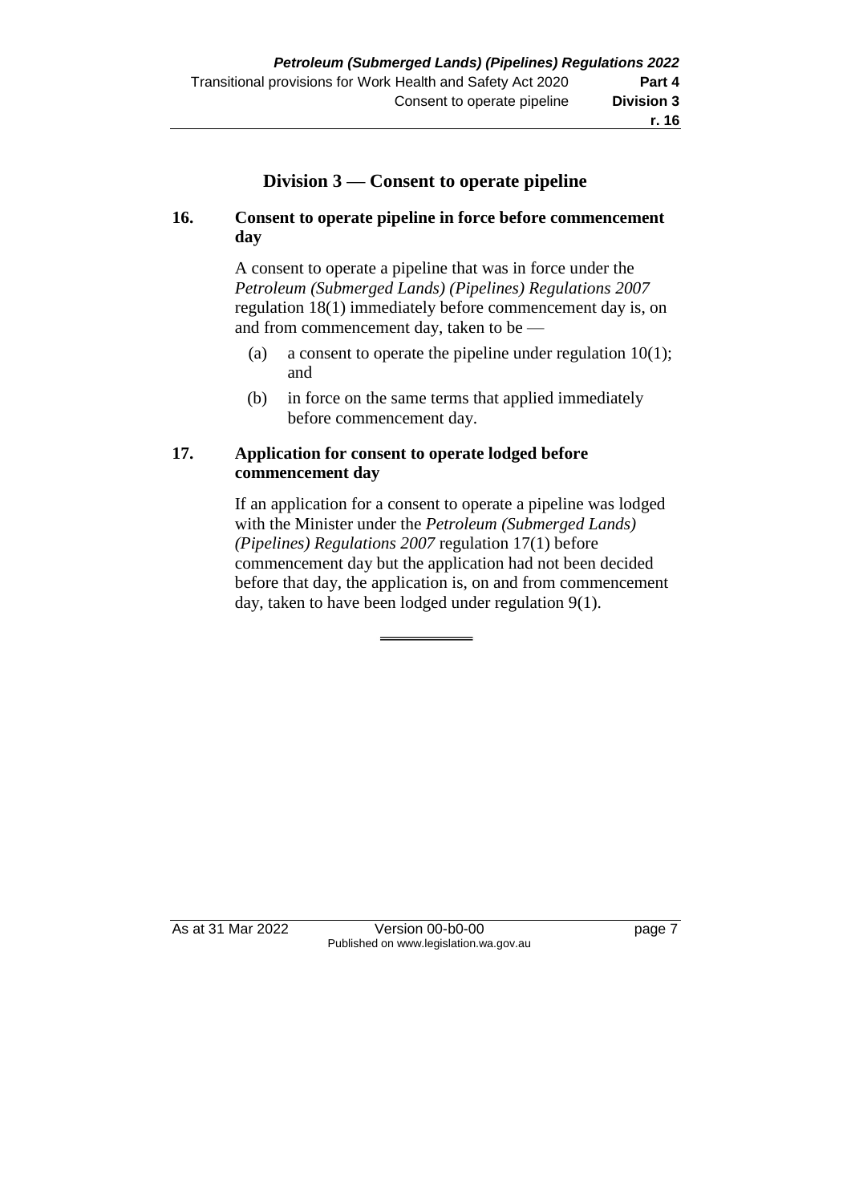## Division 3 — Consent to operate pipeline

### 16. Consent to operate pipeline in force before commencement day

A consent to operate a pipeline that was in force under the *Petroleum (Submerged Lands) (Pipelines) Regulations 2007* regulation 18(1) immediately before commencement day is, on and from commencement day, taken to be —

(a) a consent to operate the pipeline under regulation 10(1); and

(b) in force on the same terms that applied immediately before commencement day.

### 17. Application for consent to operate lodged before commencement day

If an application for a consent to operate a pipeline was lodged with the Minister under the *Petroleum (Submerged Lands) (Pipelines) Regulations 2007* regulation 17(1) before commencement day but the application had not been decided before that day, the application is, on and from commencement day, taken to have been lodged under regulation 9(1).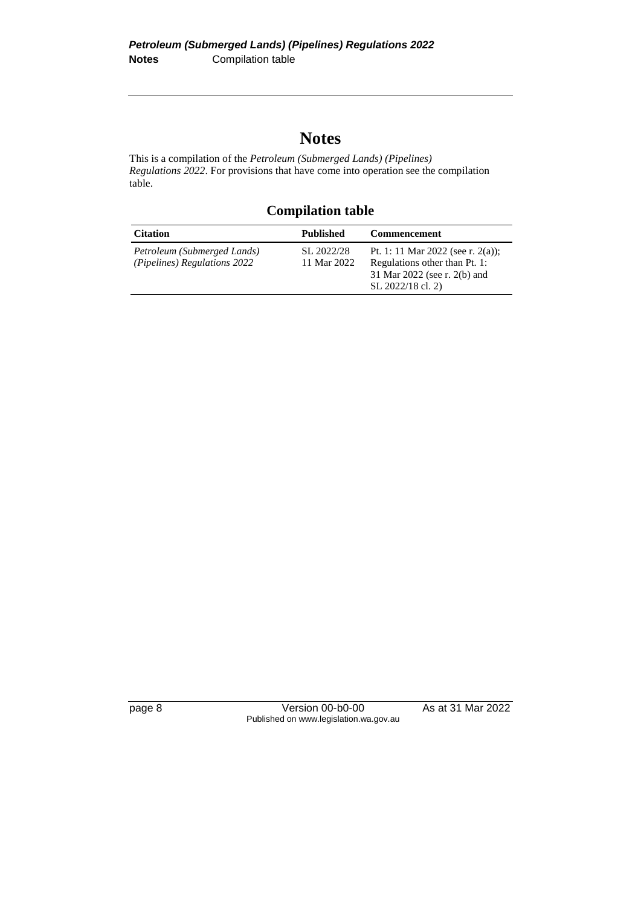# Notes

This is a compilation of the *Petroleum (Submerged Lands) (Pipelines) Regulations 2022*. For provisions that have come into operation see the compilation table.

## Compilation table

| Citation | Published | Commencement |
|---|---|---|
| *Petroleum (Submerged Lands) (Pipelines) Regulations 2022* | SL 2022/28 11 Mar 2022 | Pt. 1: 11 Mar 2022 (see r. 2(a)); Regulations other than Pt. 1: 31 Mar 2022 (see r. 2(b) and SL 2022/18 cl. 2) |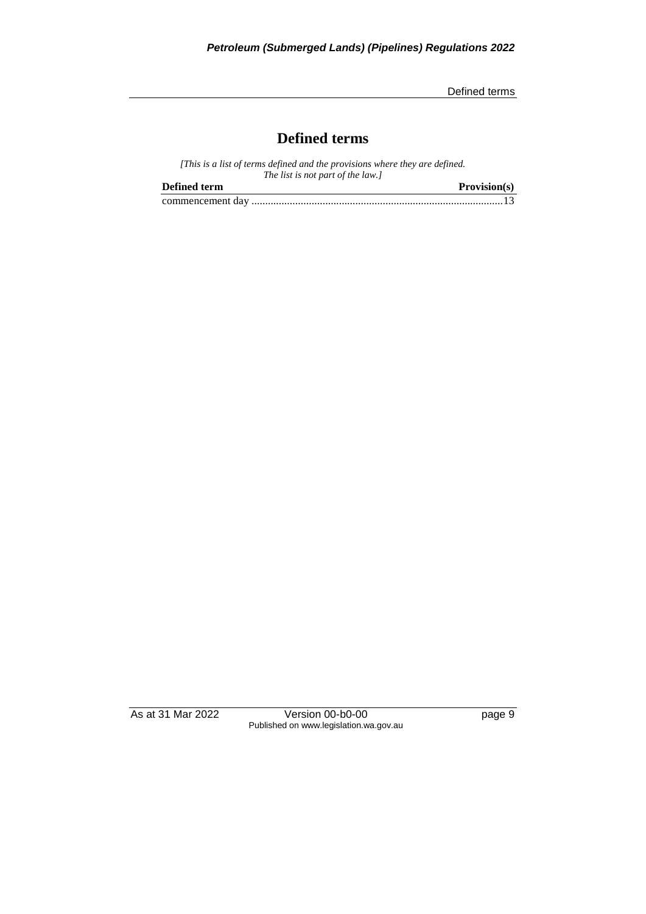# Defined terms

*[This is a list of terms defined and the provisions where they are defined. The list is not part of the law.]*

| Defined term | Provision(s) |
|---|---|
| commencement day | 13 |